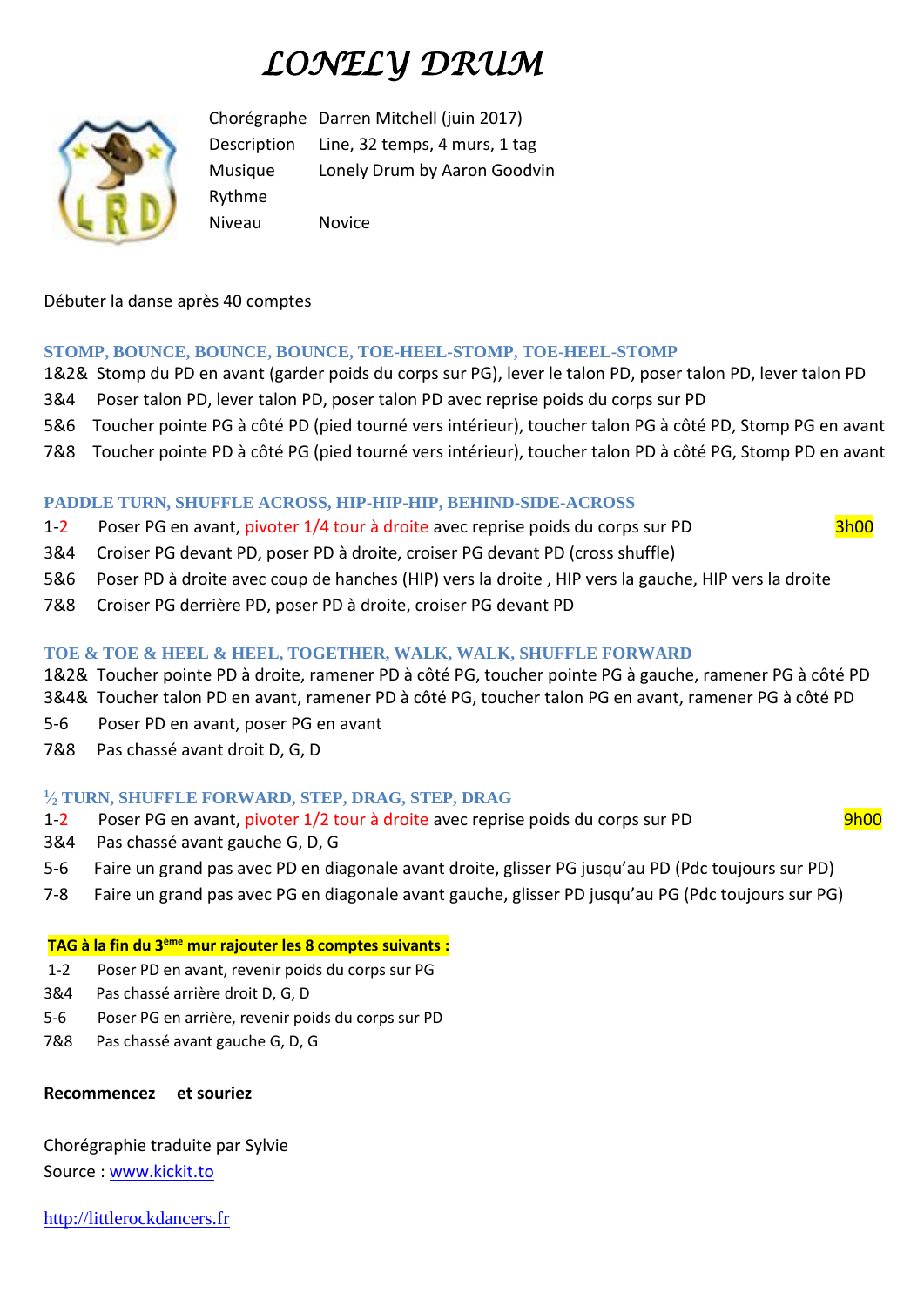# *LONELY DRUM*

| | |
|---|---|
| Chorégraphe | Darren Mitchell (juin 2017) |
| Description | Line, 32 temps, 4 murs, 1 tag |
| Musique | Lonely Drum by Aaron Goodvin |
| Rythme | |
| Niveau | Novice |

Débuter la danse après 40 comptes

### STOMP, BOUNCE, BOUNCE, BOUNCE, TOE-HEEL-STOMP, TOE-HEEL-STOMP

1&2& Stomp du PD en avant (garder poids du corps sur PG), lever le talon PD, poser talon PD, lever talon PD
3&4 Poser talon PD, lever talon PD, poser talon PD avec reprise poids du corps sur PD
5&6 Toucher pointe PG à côté PD (pied tourné vers intérieur), toucher talon PG à côté PD, Stomp PG en avant
7&8 Toucher pointe PD à côté PG (pied tourné vers intérieur), toucher talon PD à côté PG, Stomp PD en avant

### PADDLE TURN, SHUFFLE ACROSS, HIP-HIP-HIP, BEHIND-SIDE-ACROSS

1-2 Poser PG en avant, pivoter 1/4 tour à droite avec reprise poids du corps sur PD **3h00**
3&4 Croiser PG devant PD, poser PD à droite, croiser PG devant PD (cross shuffle)
5&6 Poser PD à droite avec coup de hanches (HIP) vers la droite , HIP vers la gauche, HIP vers la droite
7&8 Croiser PG derrière PD, poser PD à droite, croiser PG devant PD

### TOE & TOE & HEEL & HEEL, TOGETHER, WALK, WALK, SHUFFLE FORWARD

1&2& Toucher pointe PD à droite, ramener PD à côté PG, toucher pointe PG à gauche, ramener PG à côté PD
3&4& Toucher talon PD en avant, ramener PD à côté PG, toucher talon PG en avant, ramener PG à côté PD
5-6 Poser PD en avant, poser PG en avant
7&8 Pas chassé avant droit D, G, D

### ½ TURN, SHUFFLE FORWARD, STEP, DRAG, STEP, DRAG

1-2 Poser PG en avant, pivoter 1/2 tour à droite avec reprise poids du corps sur PD **9h00**
3&4 Pas chassé avant gauche G, D, G
5-6 Faire un grand pas avec PD en diagonale avant droite, glisser PG jusqu'au PD (Pdc toujours sur PD)
7-8 Faire un grand pas avec PG en diagonale avant gauche, glisser PD jusqu'au PG (Pdc toujours sur PG)

**TAG à la fin du 3ème mur rajouter les 8 comptes suivants :**

1-2 Poser PD en avant, revenir poids du corps sur PG
3&4 Pas chassé arrière droit D, G, D
5-6 Poser PG en arrière, revenir poids du corps sur PD
7&8 Pas chassé avant gauche G, D, G

**Recommencez et souriez**

Chorégraphie traduite par Sylvie
Source : www.kickit.to

http://littlerockdancers.fr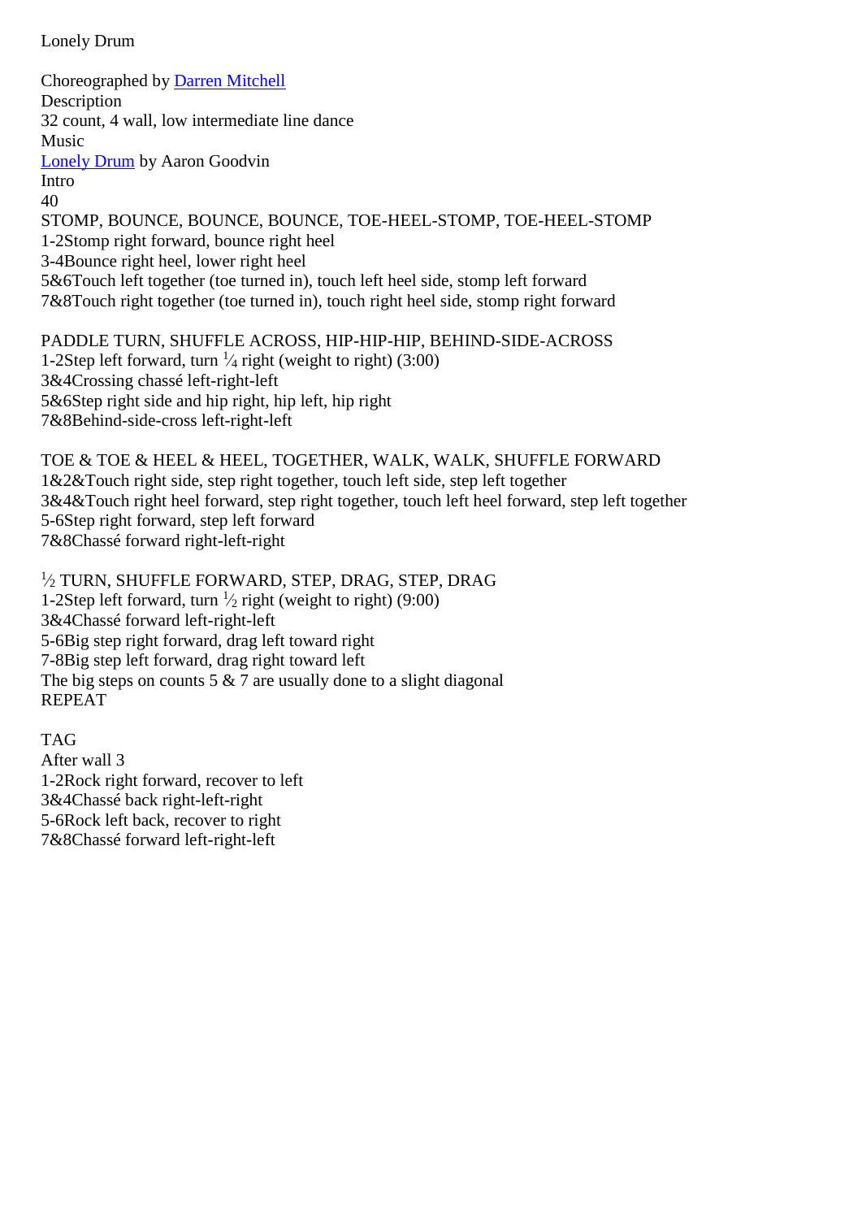Lonely Drum

Choreographed by Darren Mitchell
Description
32 count, 4 wall, low intermediate line dance
Music
Lonely Drum by Aaron Goodvin
Intro
40

STOMP, BOUNCE, BOUNCE, BOUNCE, TOE-HEEL-STOMP, TOE-HEEL-STOMP
1-2Stomp right forward, bounce right heel
3-4Bounce right heel, lower right heel
5&6Touch left together (toe turned in), touch left heel side, stomp left forward
7&8Touch right together (toe turned in), touch right heel side, stomp right forward

PADDLE TURN, SHUFFLE ACROSS, HIP-HIP-HIP, BEHIND-SIDE-ACROSS
1-2Step left forward, turn ¼ right (weight to right) (3:00)
3&4Crossing chassé left-right-left
5&6Step right side and hip right, hip left, hip right
7&8Behind-side-cross left-right-left

TOE & TOE & HEEL & HEEL, TOGETHER, WALK, WALK, SHUFFLE FORWARD
1&2&Touch right side, step right together, touch left side, step left together
3&4&Touch right heel forward, step right together, touch left heel forward, step left together
5-6Step right forward, step left forward
7&8Chassé forward right-left-right

½ TURN, SHUFFLE FORWARD, STEP, DRAG, STEP, DRAG
1-2Step left forward, turn ½ right (weight to right) (9:00)
3&4Chassé forward left-right-left
5-6Big step right forward, drag left toward right
7-8Big step left forward, drag right toward left
The big steps on counts 5 & 7 are usually done to a slight diagonal
REPEAT

TAG
After wall 3
1-2Rock right forward, recover to left
3&4Chassé back right-left-right
5-6Rock left back, recover to right
7&8Chassé forward left-right-left